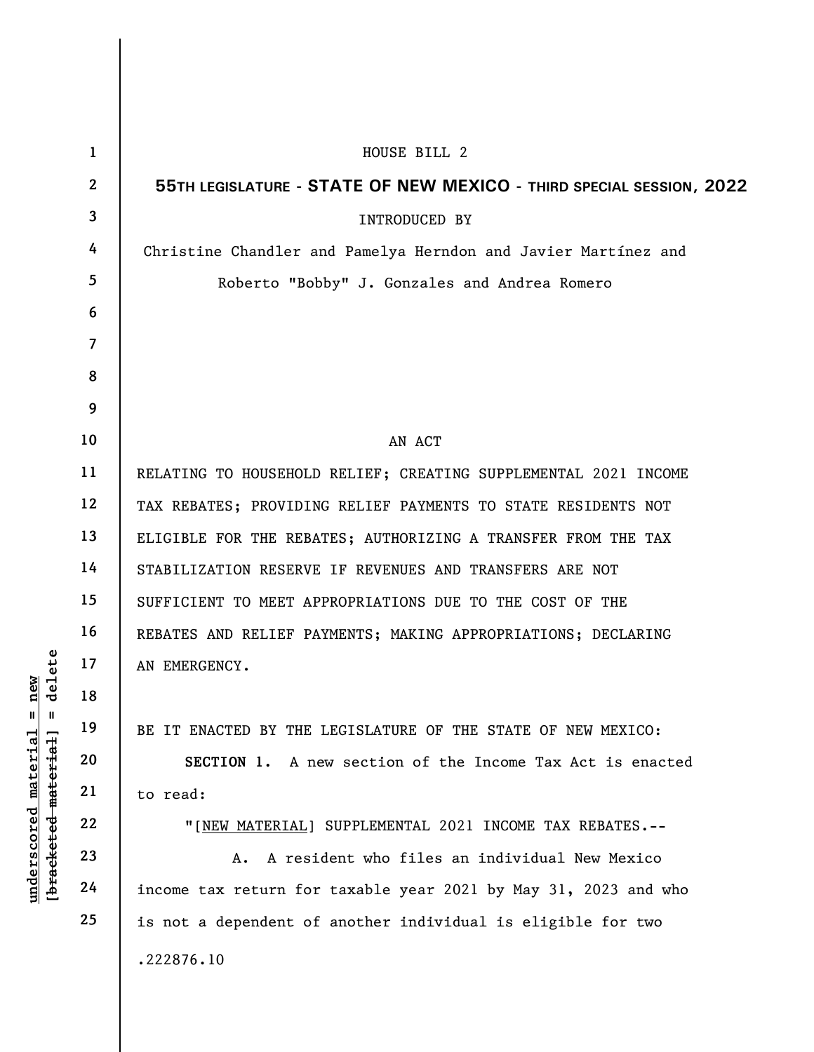HOUSE BILL 2

**55TH LEGISLATURE - STATE OF NEW MEXICO - THIRD SPECIAL SESSION, 2022**

INTRODUCED BY

Christine Chandler and Pamelya Herndon and Javier Martínez and Roberto "Bobby" J. Gonzales and Andrea Romero

AN ACT

RELATING TO HOUSEHOLD RELIEF; CREATING SUPPLEMENTAL 2021 INCOME TAX REBATES; PROVIDING RELIEF PAYMENTS TO STATE RESIDENTS NOT ELIGIBLE FOR THE REBATES; AUTHORIZING A TRANSFER FROM THE TAX STABILIZATION RESERVE IF REVENUES AND TRANSFERS ARE NOT SUFFICIENT TO MEET APPROPRIATIONS DUE TO THE COST OF THE REBATES AND RELIEF PAYMENTS; MAKING APPROPRIATIONS; DECLARING AN EMERGENCY.

BE IT ENACTED BY THE LEGISLATURE OF THE STATE OF NEW MEXICO:

**SECTION 1.** A new section of the Income Tax Act is enacted to read:

"[NEW MATERIAL] SUPPLEMENTAL 2021 INCOME TAX REBATES.--

A. A resident who files an individual New Mexico income tax return for taxable year 2021 by May 31, 2023 and who is not a dependent of another individual is eligible for two

.222876.10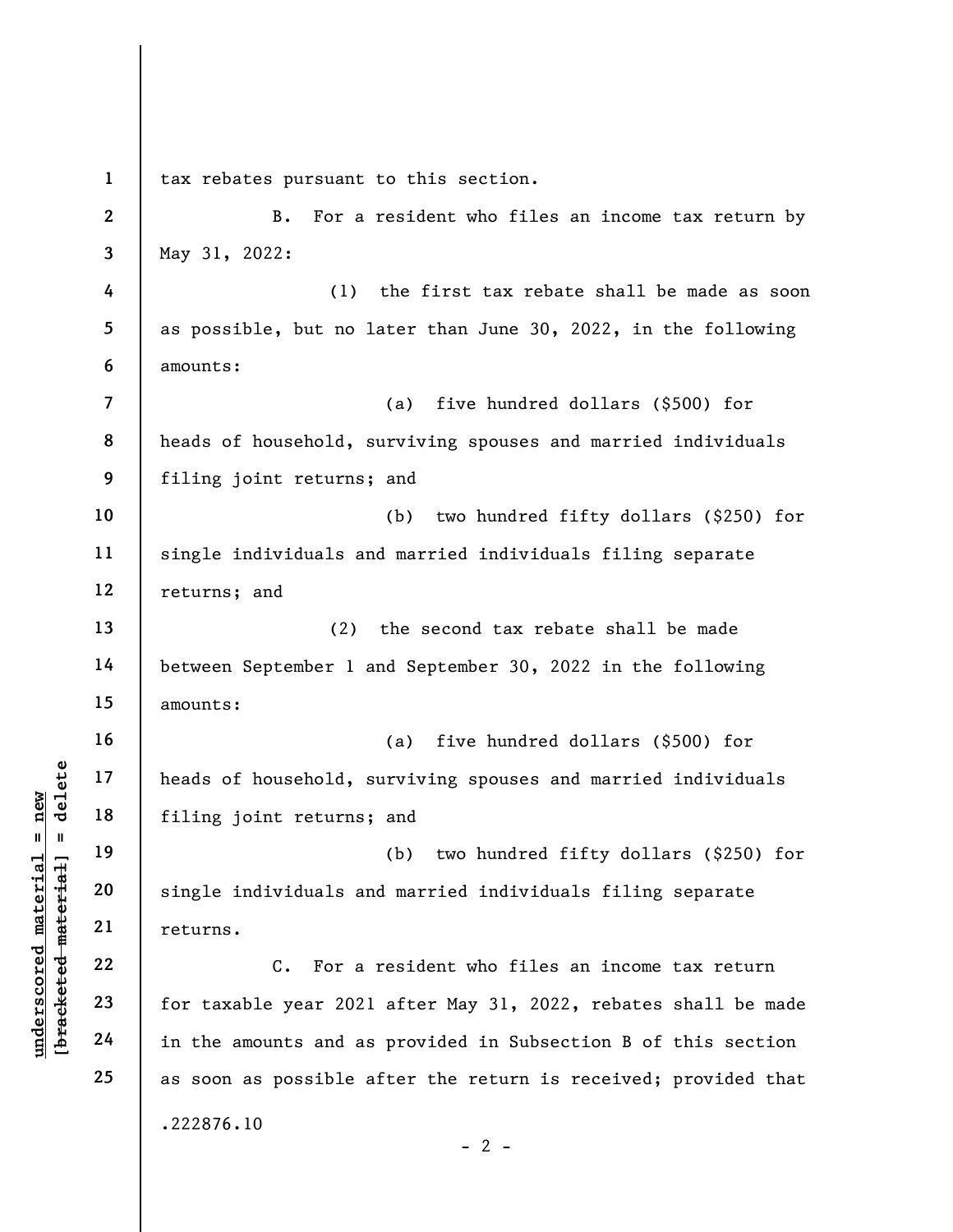tax rebates pursuant to this section.

B. For a resident who files an income tax return by May 31, 2022:

(1) the first tax rebate shall be made as soon as possible, but no later than June 30, 2022, in the following amounts:

(a) five hundred dollars ($500) for heads of household, surviving spouses and married individuals filing joint returns; and

(b) two hundred fifty dollars ($250) for single individuals and married individuals filing separate returns; and

(2) the second tax rebate shall be made between September 1 and September 30, 2022 in the following amounts:

(a) five hundred dollars ($500) for heads of household, surviving spouses and married individuals filing joint returns; and

(b) two hundred fifty dollars ($250) for single individuals and married individuals filing separate returns.

C. For a resident who files an income tax return for taxable year 2021 after May 31, 2022, rebates shall be made in the amounts and as provided in Subsection B of this section as soon as possible after the return is received; provided that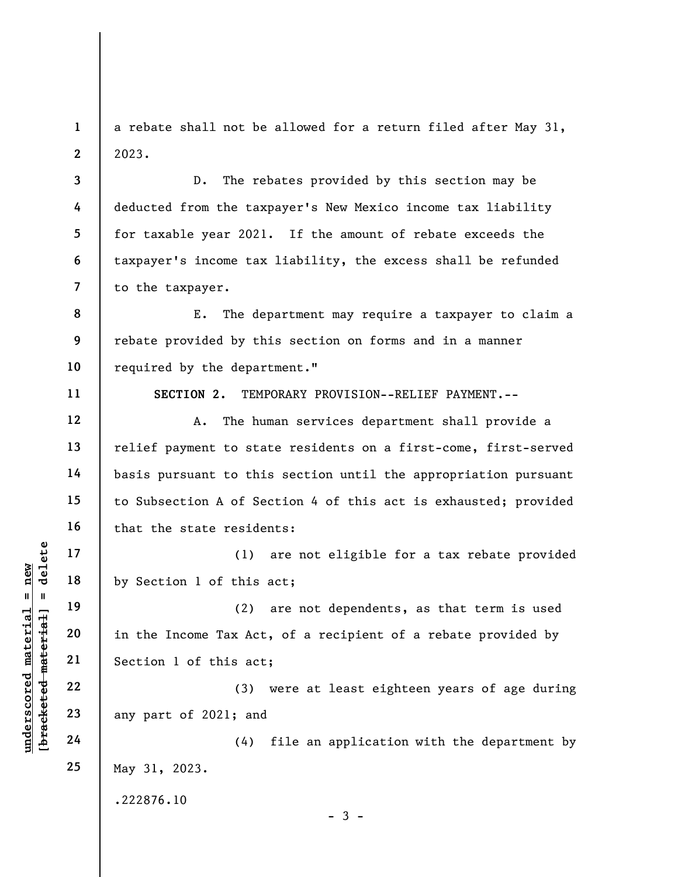a rebate shall not be allowed for a return filed after May 31, 2023.

D. The rebates provided by this section may be deducted from the taxpayer's New Mexico income tax liability for taxable year 2021. If the amount of rebate exceeds the taxpayer's income tax liability, the excess shall be refunded to the taxpayer.

E. The department may require a taxpayer to claim a rebate provided by this section on forms and in a manner required by the department."

**SECTION 2.** TEMPORARY PROVISION--RELIEF PAYMENT.--

A. The human services department shall provide a relief payment to state residents on a first-come, first-served basis pursuant to this section until the appropriation pursuant to Subsection A of Section 4 of this act is exhausted; provided that the state residents:

(1) are not eligible for a tax rebate provided by Section 1 of this act;

(2) are not dependents, as that term is used in the Income Tax Act, of a recipient of a rebate provided by Section 1 of this act;

(3) were at least eighteen years of age during any part of 2021; and

(4) file an application with the department by May 31, 2023.

.222876.10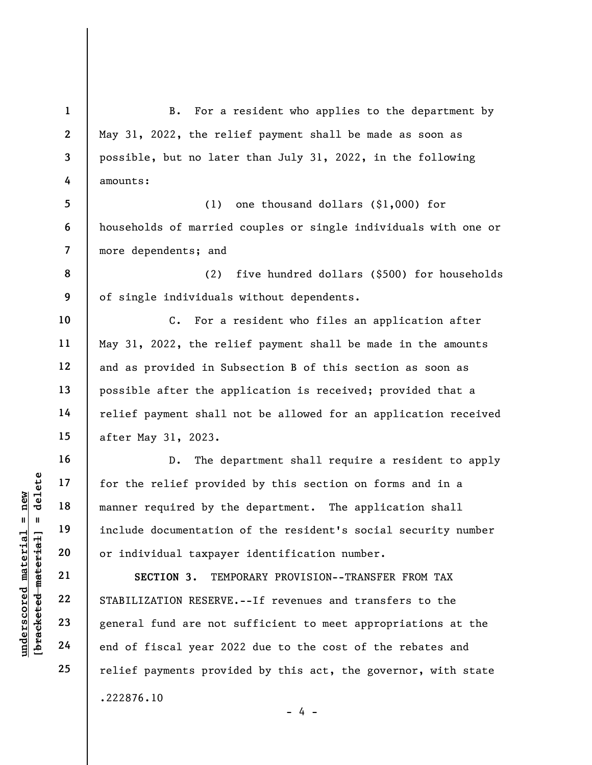B. For a resident who applies to the department by May 31, 2022, the relief payment shall be made as soon as possible, but no later than July 31, 2022, in the following amounts:

(1) one thousand dollars ($1,000) for households of married couples or single individuals with one or more dependents; and

(2) five hundred dollars ($500) for households of single individuals without dependents.

C. For a resident who files an application after May 31, 2022, the relief payment shall be made in the amounts and as provided in Subsection B of this section as soon as possible after the application is received; provided that a relief payment shall not be allowed for an application received after May 31, 2023.

D. The department shall require a resident to apply for the relief provided by this section on forms and in a manner required by the department. The application shall include documentation of the resident's social security number or individual taxpayer identification number.

**SECTION 3.** TEMPORARY PROVISION--TRANSFER FROM TAX STABILIZATION RESERVE.--If revenues and transfers to the general fund are not sufficient to meet appropriations at the end of fiscal year 2022 due to the cost of the rebates and relief payments provided by this act, the governor, with state

.222876.10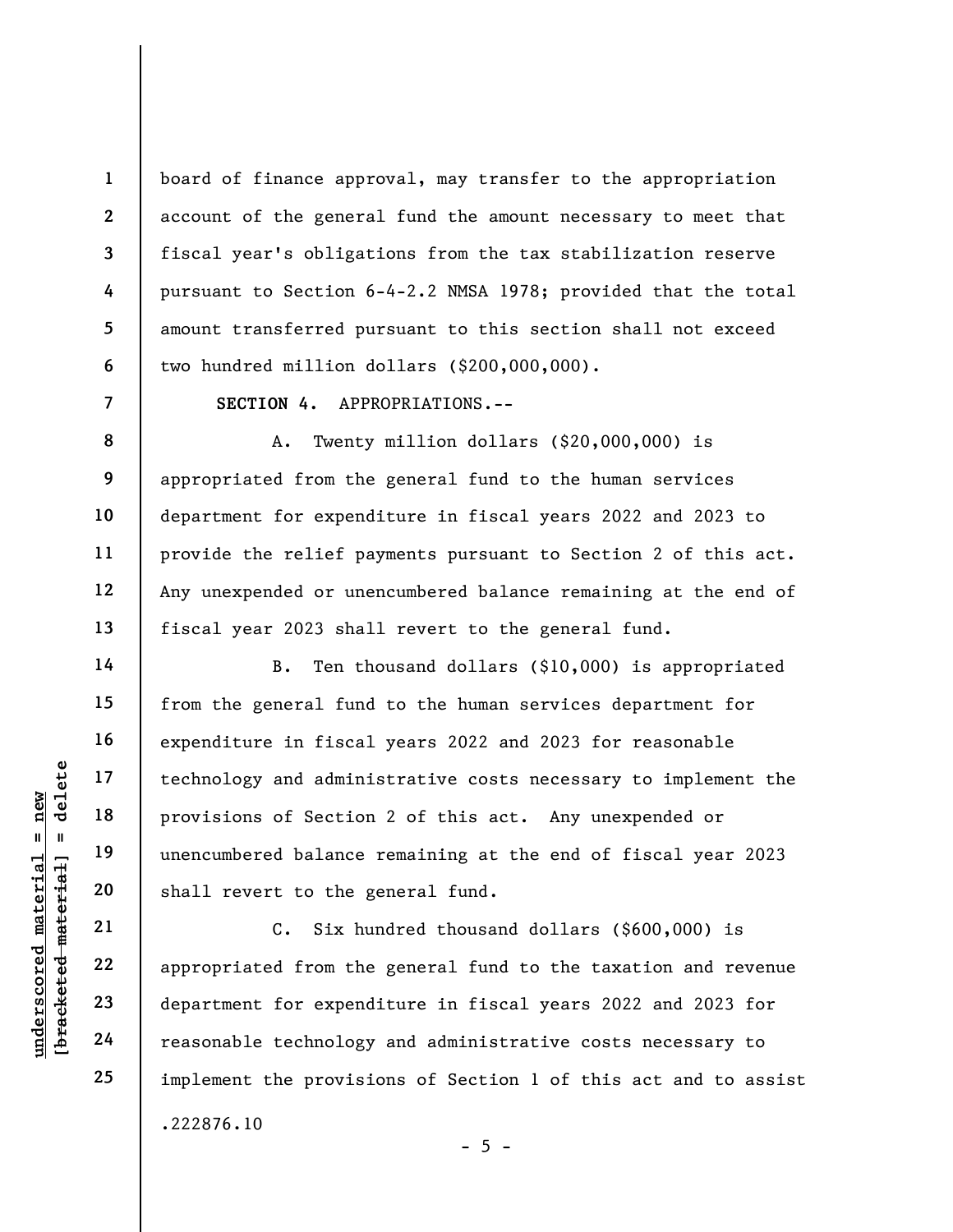board of finance approval, may transfer to the appropriation account of the general fund the amount necessary to meet that fiscal year's obligations from the tax stabilization reserve pursuant to Section 6-4-2.2 NMSA 1978; provided that the total amount transferred pursuant to this section shall not exceed two hundred million dollars ($200,000,000).

**SECTION 4.** APPROPRIATIONS.--

A. Twenty million dollars ($20,000,000) is appropriated from the general fund to the human services department for expenditure in fiscal years 2022 and 2023 to provide the relief payments pursuant to Section 2 of this act. Any unexpended or unencumbered balance remaining at the end of fiscal year 2023 shall revert to the general fund.

B. Ten thousand dollars ($10,000) is appropriated from the general fund to the human services department for expenditure in fiscal years 2022 and 2023 for reasonable technology and administrative costs necessary to implement the provisions of Section 2 of this act. Any unexpended or unencumbered balance remaining at the end of fiscal year 2023 shall revert to the general fund.

C. Six hundred thousand dollars ($600,000) is appropriated from the general fund to the taxation and revenue department for expenditure in fiscal years 2022 and 2023 for reasonable technology and administrative costs necessary to implement the provisions of Section 1 of this act and to assist

.222876.10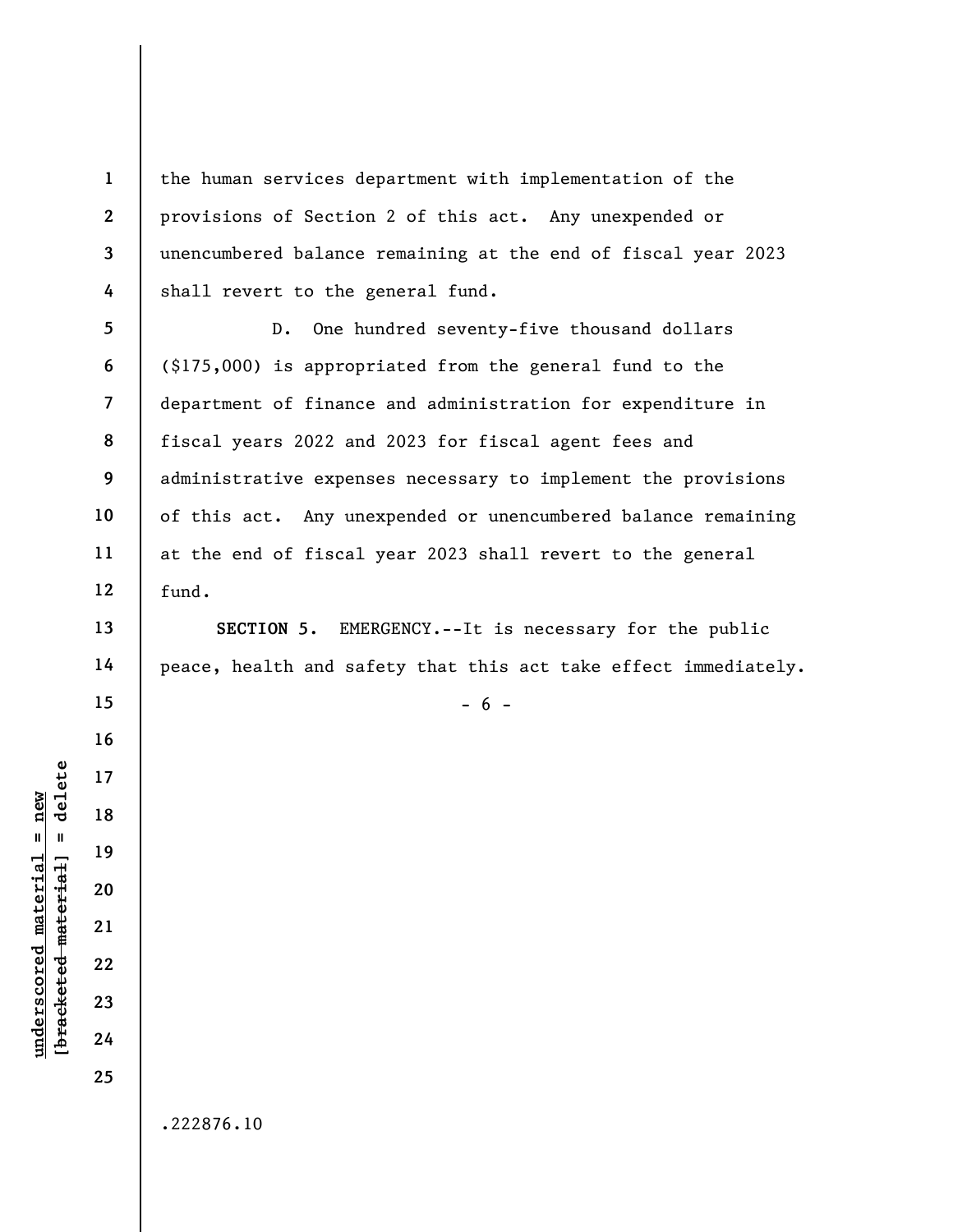the human services department with implementation of the provisions of Section 2 of this act. Any unexpended or unencumbered balance remaining at the end of fiscal year 2023 shall revert to the general fund.

D. One hundred seventy-five thousand dollars ($175,000) is appropriated from the general fund to the department of finance and administration for expenditure in fiscal years 2022 and 2023 for fiscal agent fees and administrative expenses necessary to implement the provisions of this act. Any unexpended or unencumbered balance remaining at the end of fiscal year 2023 shall revert to the general fund.

**SECTION 5.** EMERGENCY.--It is necessary for the public peace, health and safety that this act take effect immediately.

.222876.10